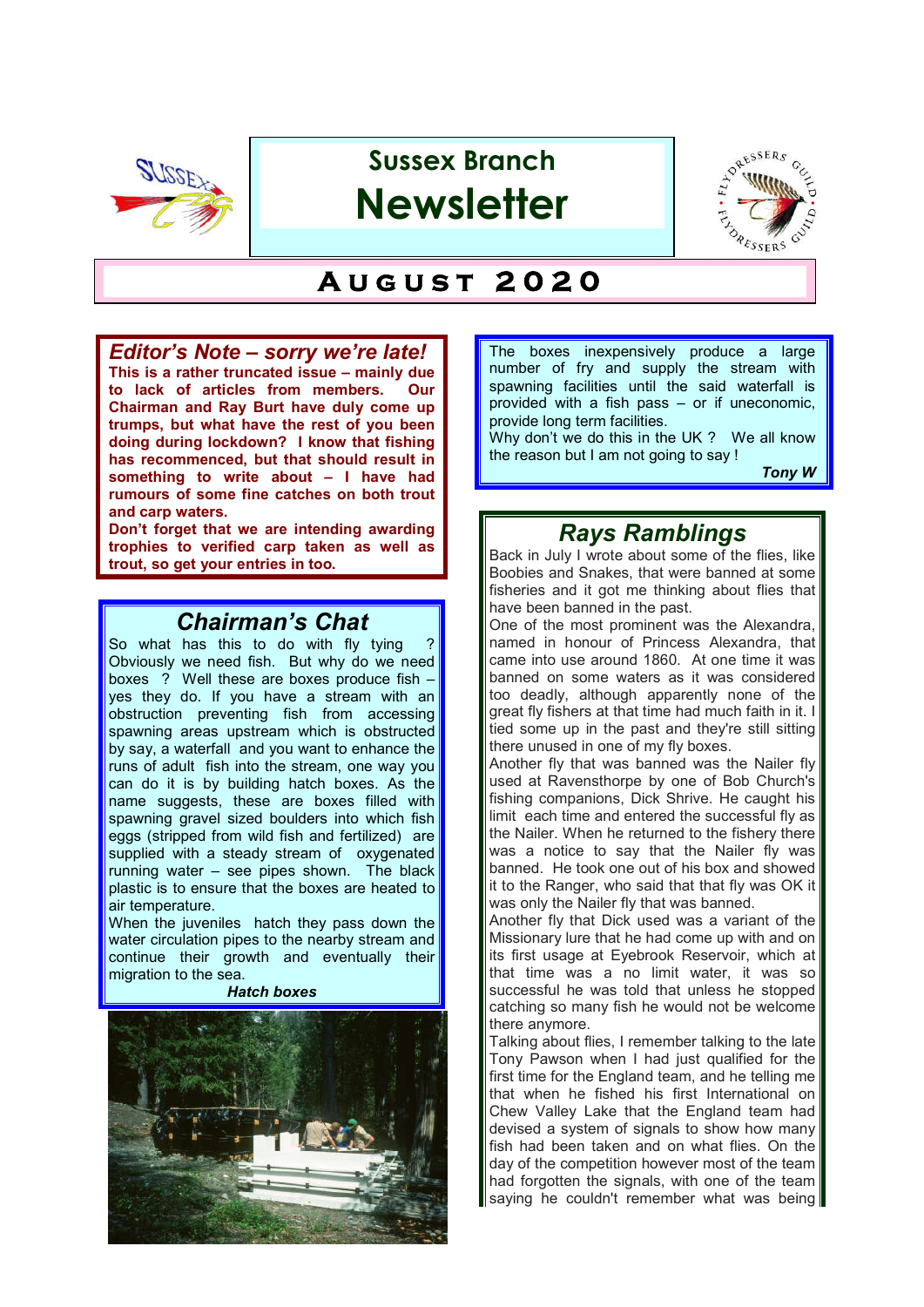# Sussex Branch Newsletter

## August 2020

### *Editor's Note – sorry we're late!*

**This is a rather truncated issue – mainly due to lack of articles from members. Our Chairman and Ray Burt have duly come up trumps, but what have the rest of you been doing during lockdown? I know that fishing has recommenced, but that should result in something to write about – I have had rumours of some fine catches on both trout and carp waters.**

**Don't forget that we are intending awarding trophies to verified carp taken as well as trout, so get your entries in too.**

## *Chairman's Chat*

So what has this to do with fly tying ? Obviously we need fish. But why do we need boxes ? Well these are boxes produce fish – yes they do. If you have a stream with an obstruction preventing fish from accessing spawning areas upstream which is obstructed by say, a waterfall and you want to enhance the runs of adult fish into the stream, one way you can do it is by building hatch boxes. As the name suggests, these are boxes filled with spawning gravel sized boulders into which fish eggs (stripped from wild fish and fertilized) are supplied with a steady stream of oxygenated running water – see pipes shown. The black plastic is to ensure that the boxes are heated to air temperature.

When the juveniles hatch they pass down the water circulation pipes to the nearby stream and continue their growth and eventually their migration to the sea.

***Hatch boxes***

The boxes inexpensively produce a large number of fry and supply the stream with spawning facilities until the said waterfall is provided with a fish pass – or if uneconomic, provide long term facilities.

Why don't we do this in the UK ? We all know the reason but I am not going to say !

***Tony W***

## *Rays Ramblings*

Back in July I wrote about some of the flies, like Boobies and Snakes, that were banned at some fisheries and it got me thinking about flies that have been banned in the past.

One of the most prominent was the Alexandra, named in honour of Princess Alexandra, that came into use around 1860. At one time it was banned on some waters as it was considered too deadly, although apparently none of the great fly fishers at that time had much faith in it. I tied some up in the past and they're still sitting there unused in one of my fly boxes.

Another fly that was banned was the Nailer fly used at Ravensthorpe by one of Bob Church's fishing companions, Dick Shrive. He caught his limit each time and entered the successful fly as the Nailer. When he returned to the fishery there was a notice to say that the Nailer fly was banned. He took one out of his box and showed it to the Ranger, who said that that fly was OK it was only the Nailer fly that was banned.

Another fly that Dick used was a variant of the Missionary lure that he had come up with and on its first usage at Eyebrook Reservoir, which at that time was a no limit water, it was so successful he was told that unless he stopped catching so many fish he would not be welcome there anymore.

Talking about flies, I remember talking to the late Tony Pawson when I had just qualified for the first time for the England team, and he telling me that when he fished his first International on Chew Valley Lake that the England team had devised a system of signals to show how many fish had been taken and on what flies. On the day of the competition however most of the team had forgotten the signals, with one of the team saying he couldn't remember what was being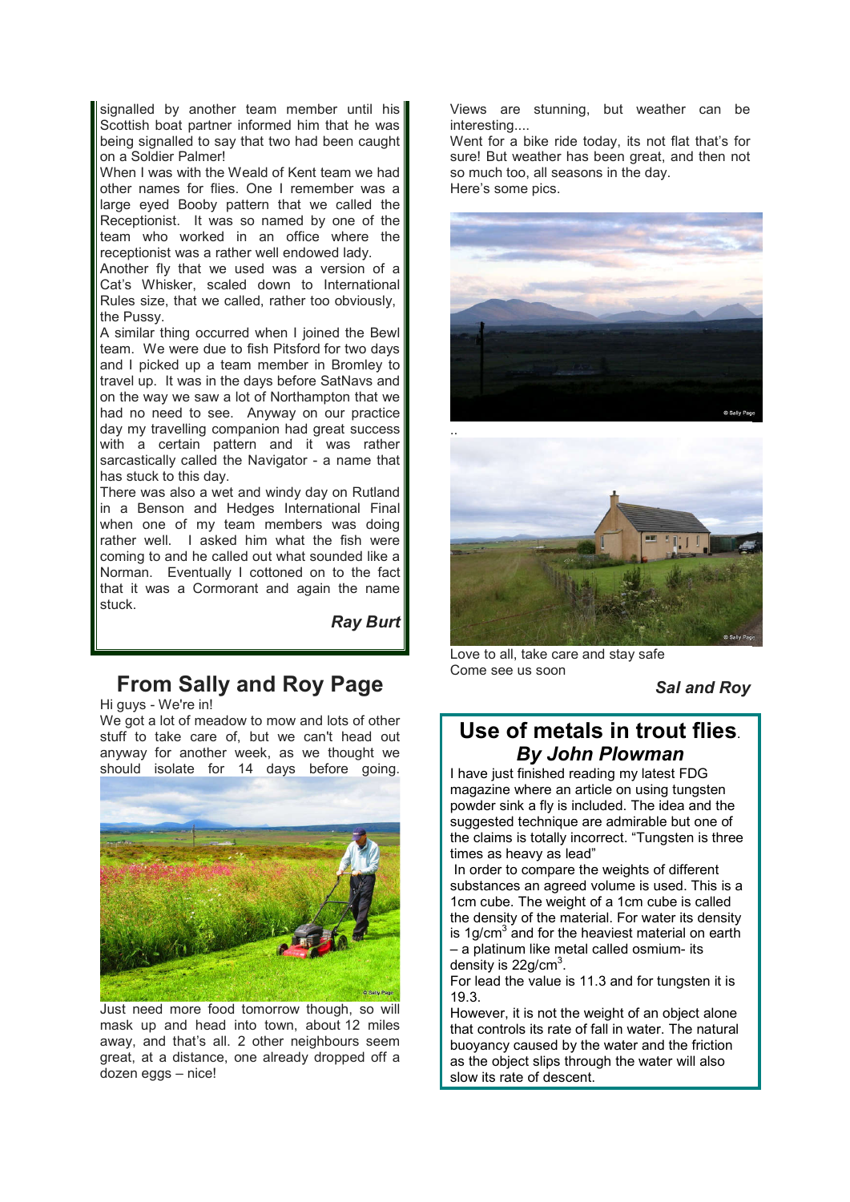signalled by another team member until his Scottish boat partner informed him that he was being signalled to say that two had been caught on a Soldier Palmer!

When I was with the Weald of Kent team we had other names for flies. One I remember was a large eyed Booby pattern that we called the Receptionist. It was so named by one of the team who worked in an office where the receptionist was a rather well endowed lady.

Another fly that we used was a version of a Cat's Whisker, scaled down to International Rules size, that we called, rather too obviously, the Pussy.

A similar thing occurred when I joined the Bewl team. We were due to fish Pitsford for two days and I picked up a team member in Bromley to travel up. It was in the days before SatNavs and on the way we saw a lot of Northampton that we had no need to see. Anyway on our practice day my travelling companion had great success with a certain pattern and it was rather sarcastically called the Navigator - a name that has stuck to this day.

There was also a wet and windy day on Rutland in a Benson and Hedges International Final when one of my team members was doing rather well. I asked him what the fish were coming to and he called out what sounded like a Norman. Eventually I cottoned on to the fact that it was a Cormorant and again the name stuck.

***Ray Burt***

## From Sally and Roy Page

Hi guys - We're in!

We got a lot of meadow to mow and lots of other stuff to take care of, but we can't head out anyway for another week, as we thought we should isolate for 14 days before going.

Just need more food tomorrow though, so will mask up and head into town, about 12 miles away, and that's all. 2 other neighbours seem great, at a distance, one already dropped off a dozen eggs – nice!

Views are stunning, but weather can be interesting....

Went for a bike ride today, its not flat that's for sure! But weather has been great, and then not so much too, all seasons in the day.

Here's some pics.

..

Love to all, take care and stay safe

Come see us soon

***Sal and Roy***

## Use of metals in trout flies.

### *By John Plowman*

I have just finished reading my latest FDG magazine where an article on using tungsten powder sink a fly is included. The idea and the suggested technique are admirable but one of the claims is totally incorrect. "Tungsten is three times as heavy as lead"

In order to compare the weights of different substances an agreed volume is used. This is a 1cm cube. The weight of a 1cm cube is called the density of the material. For water its density is 1g/cm$^3$ and for the heaviest material on earth – a platinum like metal called osmium- its density is 22g/cm$^3$.

For lead the value is 11.3 and for tungsten it is 19.3.

However, it is not the weight of an object alone that controls its rate of fall in water. The natural buoyancy caused by the water and the friction as the object slips through the water will also slow its rate of descent.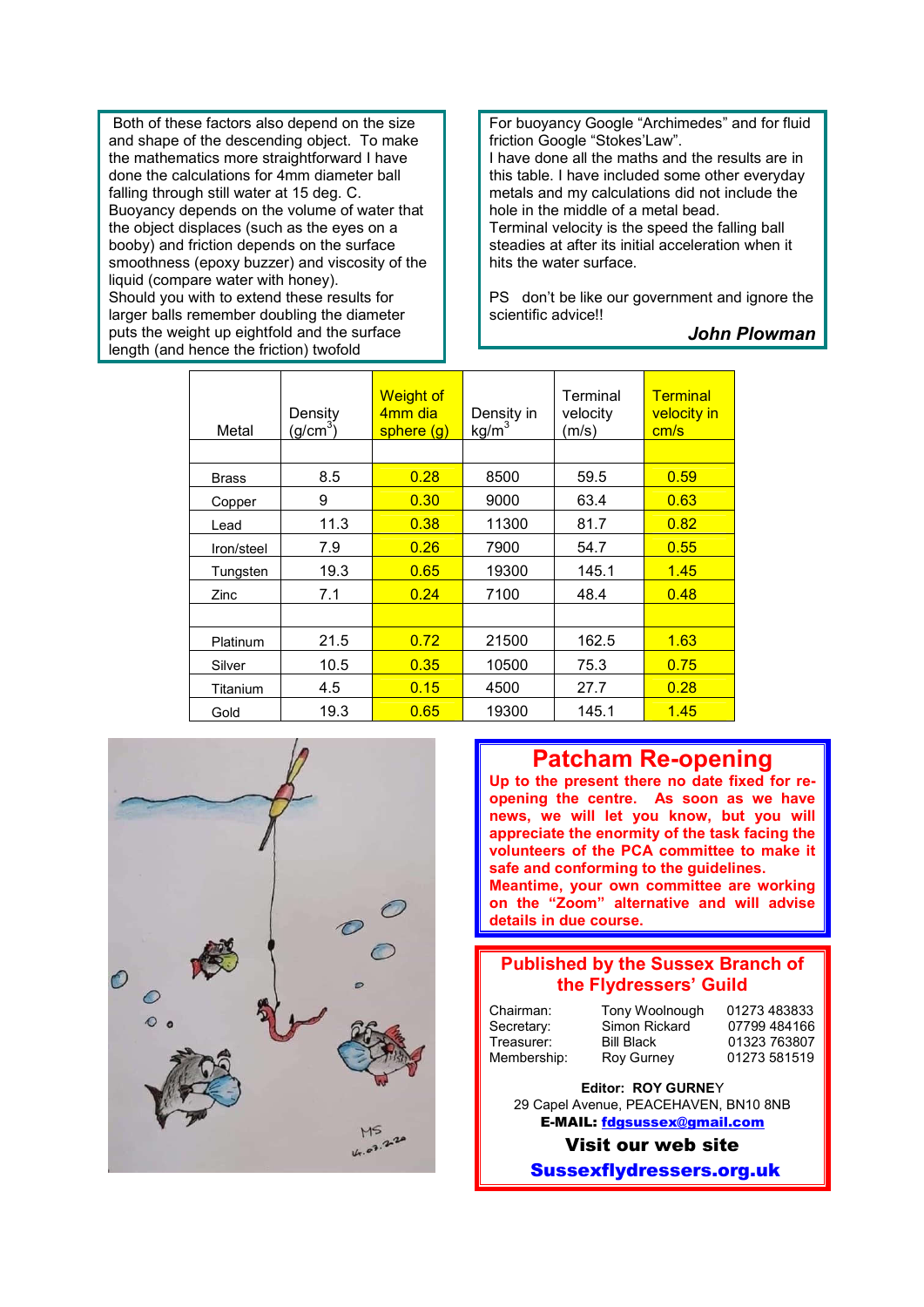Both of these factors also depend on the size and shape of the descending object. To make the mathematics more straightforward I have done the calculations for 4mm diameter ball falling through still water at 15 deg. C.
Buoyancy depends on the volume of water that the object displaces (such as the eyes on a booby) and friction depends on the surface smoothness (epoxy buzzer) and viscosity of the liquid (compare water with honey).
Should you with to extend these results for larger balls remember doubling the diameter puts the weight up eightfold and the surface length (and hence the friction) twofold

For buoyancy Google "Archimedes" and for fluid friction Google "Stokes'Law".
I have done all the maths and the results are in this table. I have included some other everyday metals and my calculations did not include the hole in the middle of a metal bead.
Terminal velocity is the speed the falling ball steadies at after its initial acceleration when it hits the water surface.

PS don't be like our government and ignore the scientific advice!!

***John Plowman***

| Metal | Density ($g/cm^3$) | Weight of 4mm dia sphere (g) | Density in $kg/m^3$ | Terminal velocity (m/s) | Terminal velocity in cm/s |
|---|---|---|---|---|---|
| | | | | | |
| Brass | 8.5 | 0.28 | 8500 | 59.5 | 0.59 |
| Copper | 9 | 0.30 | 9000 | 63.4 | 0.63 |
| Lead | 11.3 | 0.38 | 11300 | 81.7 | 0.82 |
| Iron/steel | 7.9 | 0.26 | 7900 | 54.7 | 0.55 |
| Tungsten | 19.3 | 0.65 | 19300 | 145.1 | 1.45 |
| Zinc | 7.1 | 0.24 | 7100 | 48.4 | 0.48 |
| | | | | | |
| Platinum | 21.5 | 0.72 | 21500 | 162.5 | 1.63 |
| Silver | 10.5 | 0.35 | 10500 | 75.3 | 0.75 |
| Titanium | 4.5 | 0.15 | 4500 | 27.7 | 0.28 |
| Gold | 19.3 | 0.65 | 19300 | 145.1 | 1.45 |

## Patcham Re-opening

**Up to the present there no date fixed for re-opening the centre. As soon as we have news, we will let you know, but you will appreciate the enormity of the task facing the volunteers of the PCA committee to make it safe and conforming to the guidelines.**
**Meantime, your own committee are working on the "Zoom" alternative and will advise details in due course.**

## Published by the Sussex Branch of the Flydressers' Guild

| | | |
|---|---|---|
| Chairman: | Tony Woolnough | 01273 483833 |
| Secretary: | Simon Rickard | 07799 484166 |
| Treasurer: | Bill Black | 01323 763807 |
| Membership: | Roy Gurney | 01273 581519 |

**Editor: ROY GURNEY**
29 Capel Avenue, PEACEHAVEN, BN10 8NB
**E-MAIL: fdgsussex@gmail.com**

**Visit our web site**

**Sussexflydressers.org.uk**